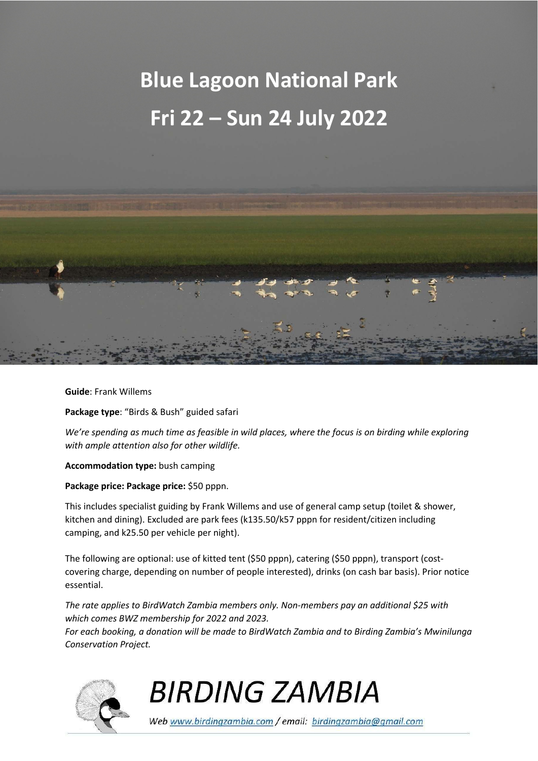# Blue Lagoon National Park

# Fri 22 – Sun 24 July 2022

**Guide**: Frank Willems

**Package type**: "Birds & Bush" guided safari

*We're spending as much time as feasible in wild places, where the focus is on birding while exploring with ample attention also for other wildlife.*

**Accommodation type:** bush camping

**Package price: Package price:** $50 pppn.

This includes specialist guiding by Frank Willems and use of general camp setup (toilet & shower, kitchen and dining). Excluded are park fees (k135.50/k57 pppn for resident/citizen including camping, and k25.50 per vehicle per night).

The following are optional: use of kitted tent ($50 pppn), catering ($50 pppn), transport (cost-covering charge, depending on number of people interested), drinks (on cash bar basis). Prior notice essential.

*The rate applies to BirdWatch Zambia members only. Non-members pay an additional $25 with which comes BWZ membership for 2022 and 2023.*
*For each booking, a donation will be made to BirdWatch Zambia and to Birding Zambia's Mwinilunga Conservation Project.*

BIRDING ZAMBIA

Web www.birdingzambia.com / email: birdingzambia@gmail.com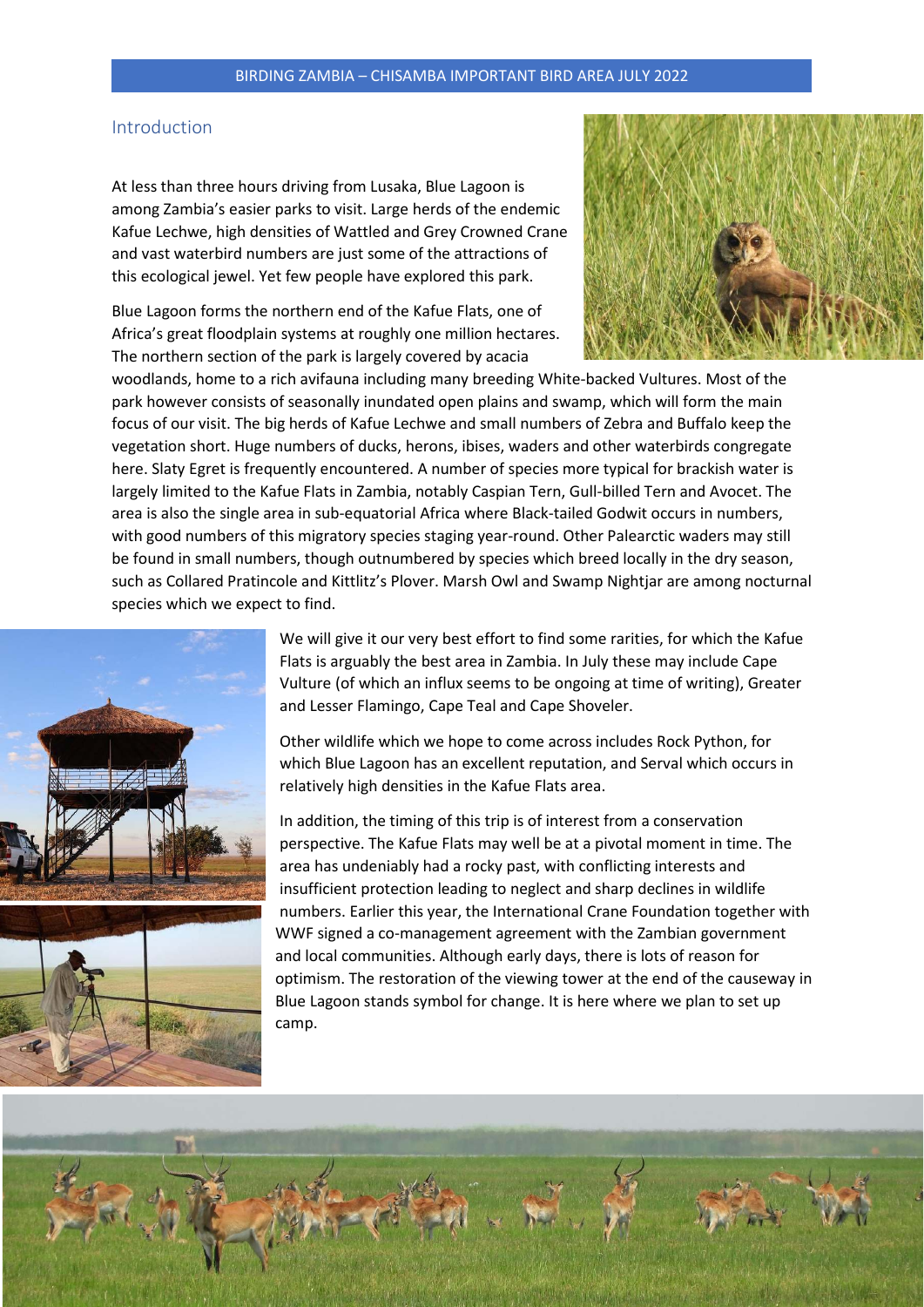## Introduction

At less than three hours driving from Lusaka, Blue Lagoon is among Zambia's easier parks to visit. Large herds of the endemic Kafue Lechwe, high densities of Wattled and Grey Crowned Crane and vast waterbird numbers are just some of the attractions of this ecological jewel. Yet few people have explored this park.

Blue Lagoon forms the northern end of the Kafue Flats, one of Africa's great floodplain systems at roughly one million hectares. The northern section of the park is largely covered by acacia woodlands, home to a rich avifauna including many breeding White-backed Vultures. Most of the park however consists of seasonally inundated open plains and swamp, which will form the main focus of our visit. The big herds of Kafue Lechwe and small numbers of Zebra and Buffalo keep the vegetation short. Huge numbers of ducks, herons, ibises, waders and other waterbirds congregate here. Slaty Egret is frequently encountered. A number of species more typical for brackish water is largely limited to the Kafue Flats in Zambia, notably Caspian Tern, Gull-billed Tern and Avocet. The area is also the single area in sub-equatorial Africa where Black-tailed Godwit occurs in numbers, with good numbers of this migratory species staging year-round. Other Palearctic waders may still be found in small numbers, though outnumbered by species which breed locally in the dry season, such as Collared Pratincole and Kittlitz's Plover. Marsh Owl and Swamp Nightjar are among nocturnal species which we expect to find.

We will give it our very best effort to find some rarities, for which the Kafue Flats is arguably the best area in Zambia. In July these may include Cape Vulture (of which an influx seems to be ongoing at time of writing), Greater and Lesser Flamingo, Cape Teal and Cape Shoveler.

Other wildlife which we hope to come across includes Rock Python, for which Blue Lagoon has an excellent reputation, and Serval which occurs in relatively high densities in the Kafue Flats area.

In addition, the timing of this trip is of interest from a conservation perspective. The Kafue Flats may well be at a pivotal moment in time. The area has undeniably had a rocky past, with conflicting interests and insufficient protection leading to neglect and sharp declines in wildlife numbers. Earlier this year, the International Crane Foundation together with WWF signed a co-management agreement with the Zambian government and local communities. Although early days, there is lots of reason for optimism. The restoration of the viewing tower at the end of the causeway in Blue Lagoon stands symbol for change. It is here where we plan to set up camp.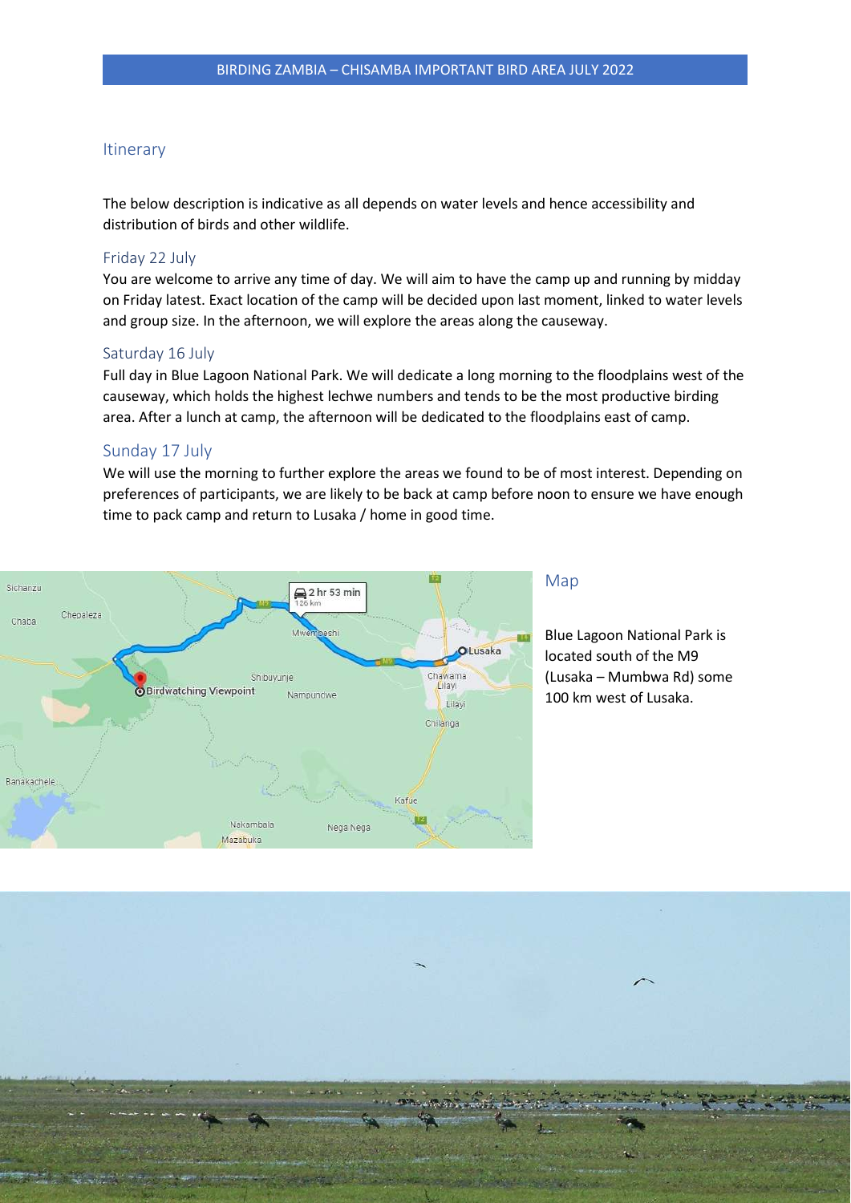## Itinerary

The below description is indicative as all depends on water levels and hence accessibility and distribution of birds and other wildlife.

### Friday 22 July

You are welcome to arrive any time of day. We will aim to have the camp up and running by midday on Friday latest. Exact location of the camp will be decided upon last moment, linked to water levels and group size. In the afternoon, we will explore the areas along the causeway.

### Saturday 16 July

Full day in Blue Lagoon National Park. We will dedicate a long morning to the floodplains west of the causeway, which holds the highest lechwe numbers and tends to be the most productive birding area. After a lunch at camp, the afternoon will be dedicated to the floodplains east of camp.

### Sunday 17 July

We will use the morning to further explore the areas we found to be of most interest. Depending on preferences of participants, we are likely to be back at camp before noon to ensure we have enough time to pack camp and return to Lusaka / home in good time.

## Map

Blue Lagoon National Park is located south of the M9 (Lusaka – Mumbwa Rd) some 100 km west of Lusaka.